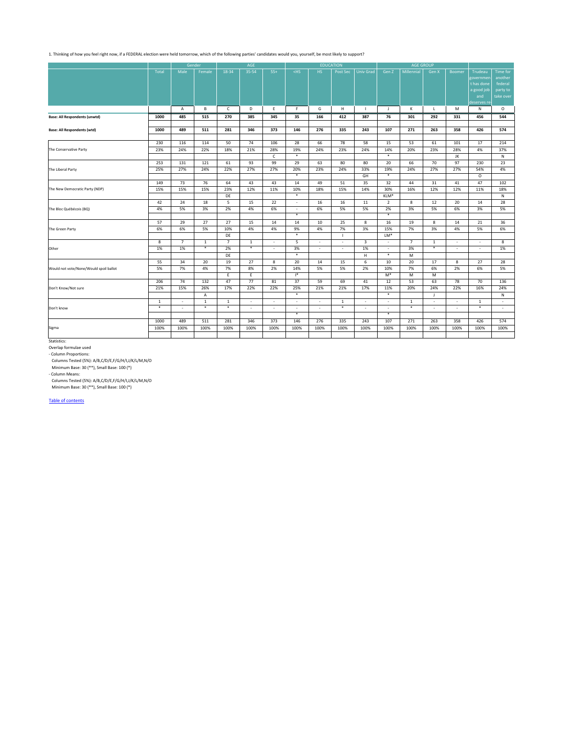1. Thinking of how you feel right now, if a FEDERAL election were held tomorrow, which of the following parties' candidates would you, yourself, be most likely to support?

| | | Gender | | AGE | | | EDUCATION | | | | AGE GROUP | | | | | |
|---|---|---|---|---|---|---|---|---|---|---|---|---|---|---|---|---|
| | Total | Male | Female | 18-34 | 35-54 | 55+ | <HS | HS | Post Sec | Univ Grad | Gen Z | Millennial | Gen X | Boomer | Trudeau government has done a good job and deserves re | Time for another federal party to take over |
| | | A | B | C | D | E | F | G | H | I | J | K | L | M | N | O |
| **Base: All Respondents (unwtd)** | **1000** | **485** | **515** | **270** | **385** | **345** | **35** | **166** | **412** | **387** | **76** | **301** | **292** | **331** | **456** | **544** |
| **Base: All Respondents (wtd)** | **1000** | **489** | **511** | **281** | **346** | **373** | **146** | **276** | **335** | **243** | **107** | **271** | **263** | **358** | **426** | **574** |
| The Conservative Party | 230 | 116 | 114 | 50 | 74 | 106 | 28 | 66 | 78 | 58 | 15 | 53 | 61 | 101 | 17 | 214 |
| | 23% | 24% | 22% | 18% | 21% | 28% | 19% | 24% | 23% | 24% | 14% | 20% | 23% | 28% | 4% | 37% |
| | | | | | | C | * | | | | * | | | JK | | N |
| The Liberal Party | 253 | 131 | 121 | 61 | 93 | 99 | 29 | 63 | 80 | 80 | 20 | 66 | 70 | 97 | 230 | 23 |
| | 25% | 27% | 24% | 22% | 27% | 27% | 20% | 23% | 24% | 33% | 19% | 24% | 27% | 27% | 54% | 4% |
| | | | | | | | * | | | GH | * | | | | O | |
| The New Democratic Party (NDP) | 149 | 73 | 76 | 64 | 43 | 43 | 14 | 49 | 51 | 35 | 32 | 44 | 31 | 41 | 47 | 102 |
| | 15% | 15% | 15% | 23% | 12% | 11% | 10% | 18% | 15% | 14% | 30% | 16% | 12% | 12% | 11% | 18% |
| | | | | DE | | | * | | | | KLM* | | | | | N |
| The Bloc Québécois (BQ) | 42 | 24 | 18 | 5 | 15 | 22 | - | 16 | 16 | 11 | 2 | 8 | 12 | 20 | 14 | 28 |
| | 4% | 5% | 3% | 2% | 4% | 6% | - | 6% | 5% | 5% | 2% | 3% | 5% | 6% | 3% | 5% |
| | | | | | | | * | | | | * | | | | | |
| The Green Party | 57 | 29 | 27 | 27 | 15 | 14 | 14 | 10 | 25 | 8 | 16 | 19 | 8 | 14 | 21 | 36 |
| | 6% | 6% | 5% | 10% | 4% | 4% | 9% | 4% | 7% | 3% | 15% | 7% | 3% | 4% | 5% | 6% |
| | | | | DE | | | * | | I | | LM* | | | | | |
| Other | 8 | 7 | 1 | 7 | 1 | - | 5 | - | - | 3 | - | 7 | 1 | - | - | 8 |
| | 1% | 1% | * | 2% | * | - | 3% | - | - | 1% | - | 3% | * | - | - | 1% |
| | | | | DE | | | * | | | H | * | M | | | | |
| Would not vote/None/Would spoil ballot | 55 | 34 | 20 | 19 | 27 | 8 | 20 | 14 | 15 | 6 | 10 | 20 | 17 | 8 | 27 | 28 |
| | 5% | 7% | 4% | 7% | 8% | 2% | 14% | 5% | 5% | 2% | 10% | 7% | 6% | 2% | 6% | 5% |
| | | | | E | E | | I* | | | | M* | M | M | | | |
| Don't Know/Not sure | 206 | 74 | 132 | 47 | 77 | 81 | 37 | 59 | 69 | 41 | 12 | 53 | 63 | 78 | 70 | 136 |
| | 21% | 15% | 26% | 17% | 22% | 22% | 25% | 21% | 21% | 17% | 11% | 20% | 24% | 22% | 16% | 24% |
| | | | A | | | | * | | | | * | | J | | | N |
| Don't know | 1 | - | 1 | 1 | - | - | - | - | 1 | - | - | 1 | - | - | 1 | - |
| | * | - | * | * | - | - | - | - | * | - | - | * | - | - | * | - |
| | | | | | | | * | | | | * | | | | | |
| Sigma | 1000 | 489 | 511 | 281 | 346 | 373 | 146 | 276 | 335 | 243 | 107 | 271 | 263 | 358 | 426 | 574 |
| | 100% | 100% | 100% | 100% | 100% | 100% | 100% | 100% | 100% | 100% | 100% | 100% | 100% | 100% | 100% | 100% |

Statistics:
Overlap formulae used
- Column Proportions:
Columns Tested (5%): A/B,C/D/E,F/G/H/I,J/K/L/M,N/O
Minimum Base: 30 (**), Small Base: 100 (*)
- Column Means:
Columns Tested (5%): A/B,C/D/E,F/G/H/I,J/K/L/M,N/O
Minimum Base: 30 (**), Small Base: 100 (*)

Table of contents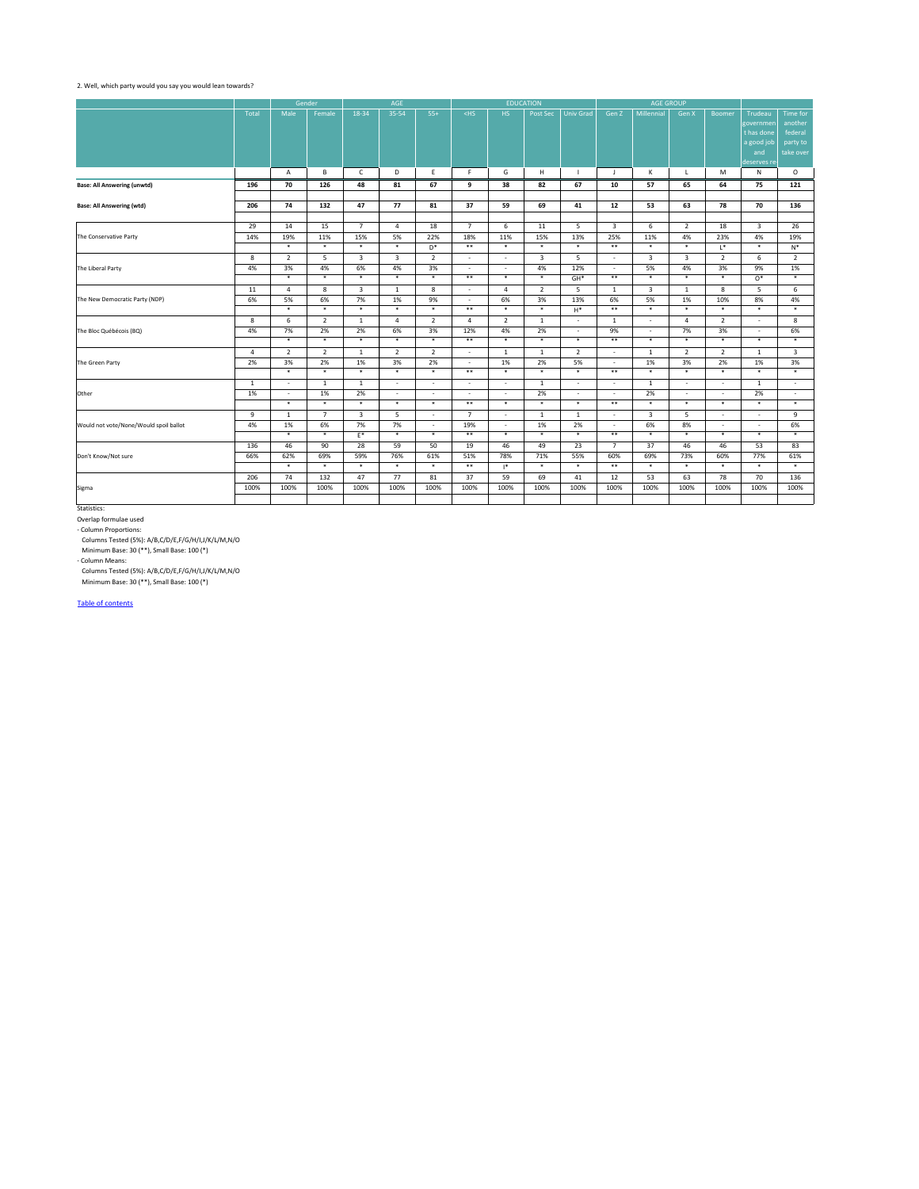2. Well, which party would you say you would lean towards?

| | | Gender | | AGE | | | EDUCATION | | | | AGE GROUP | | | | | |
|---|---|---|---|---|---|---|---|---|---|---|---|---|---|---|---|---|
| | Total | Male | Female | 18-34 | 35-54 | 55+ | <HS | HS | Post Sec | Univ Grad | Gen Z | Millennial | Gen X | Boomer | Trudeau governmen t has done a good job and deserves re | Time for another federal party to take over |
| | | A | B | C | D | E | F | G | H | I | J | K | L | M | N | O |
| **Base: All Answering (unwtd)** | **196** | **70** | **126** | **48** | **81** | **67** | **9** | **38** | **82** | **67** | **10** | **57** | **65** | **64** | **75** | **121** |
| **Base: All Answering (wtd)** | **206** | **74** | **132** | **47** | **77** | **81** | **37** | **59** | **69** | **41** | **12** | **53** | **63** | **78** | **70** | **136** |
| The Conservative Party | 29 | 14 | 15 | 7 | 4 | 18 | 7 | 6 | 11 | 5 | 3 | 6 | 2 | 18 | 3 | 26 |
| | 14% | 19% | 11% | 15% | 5% | 22% | 18% | 11% | 15% | 13% | 25% | 11% | 4% | 23% | 4% | 19% |
| | | * | * | * | * | D* | ** | * | * | * | ** | * | * | L* | * | N* |
| The Liberal Party | 8 | 2 | 5 | 3 | 3 | 2 | - | - | 3 | 5 | - | 3 | 3 | 2 | 6 | 2 |
| | 4% | 3% | 4% | 6% | 4% | 3% | - | - | 4% | 12% | - | 5% | 4% | 3% | 9% | 1% |
| | | * | * | * | * | * | ** | * | * | GH* | ** | * | * | * | O* | * |
| The New Democratic Party (NDP) | 11 | 4 | 8 | 3 | 1 | 8 | - | 4 | 2 | 5 | 1 | 3 | 1 | 8 | 5 | 6 |
| | 6% | 5% | 6% | 7% | 1% | 9% | - | 6% | 3% | 13% | 6% | 5% | 1% | 10% | 8% | 4% |
| | | * | * | * | * | * | ** | * | * | H* | ** | * | * | * | * | * |
| The Bloc Québécois (BQ) | 8 | 6 | 2 | 1 | 4 | 2 | 4 | 2 | 1 | - | 1 | - | 4 | 2 | - | 8 |
| | 4% | 7% | 2% | 2% | 6% | 3% | 12% | 4% | 2% | - | 9% | - | 7% | 3% | - | 6% |
| | | * | * | * | * | * | ** | * | * | * | ** | * | * | * | * | * |
| The Green Party | 4 | 2 | 2 | 1 | 2 | 2 | - | 1 | 1 | 2 | - | 1 | 2 | 2 | 1 | 3 |
| | 2% | 3% | 2% | 1% | 3% | 2% | - | 1% | 2% | 5% | - | 1% | 3% | 2% | 1% | 3% |
| | | * | * | * | * | * | ** | * | * | * | ** | * | * | * | * | * |
| Other | 1 | - | 1 | 1 | - | - | - | - | 1 | - | - | 1 | - | - | 1 | - |
| | 1% | - | 1% | 2% | - | - | - | - | 2% | - | - | 2% | - | - | 2% | - |
| | | * | * | * | * | * | ** | * | * | * | ** | * | * | * | * | * |
| Would not vote/None/Would spoil ballot | 9 | 1 | 7 | 3 | 5 | - | 7 | - | 1 | 1 | - | 3 | 5 | - | - | 9 |
| | 4% | 1% | 6% | 7% | 7% | - | 19% | - | 1% | 2% | - | 6% | 8% | - | - | 6% |
| | | * | * | E* | * | * | ** | * | * | * | ** | * | * | * | * | * |
| Don't Know/Not sure | 136 | 46 | 90 | 28 | 59 | 50 | 19 | 46 | 49 | 23 | 7 | 37 | 46 | 46 | 53 | 83 |
| | 66% | 62% | 69% | 59% | 76% | 61% | 51% | 78% | 71% | 55% | 60% | 69% | 73% | 60% | 77% | 61% |
| | | * | * | * | * | * | ** | I* | * | * | ** | * | * | * | * | * |
| Sigma | 206 | 74 | 132 | 47 | 77 | 81 | 37 | 59 | 69 | 41 | 12 | 53 | 63 | 78 | 70 | 136 |
| | 100% | 100% | 100% | 100% | 100% | 100% | 100% | 100% | 100% | 100% | 100% | 100% | 100% | 100% | 100% | 100% |

Statistics:

Overlap formulae used

- Column Proportions:

Columns Tested (5%): A/B,C/D/E,F/G/H/I,J/K/L/M,N/O

Minimum Base: 30 (**), Small Base: 100 (*)

- Column Means:

Columns Tested (5%): A/B,C/D/E,F/G/H/I,J/K/L/M,N/O

Minimum Base: 30 (**), Small Base: 100 (*)

Table of contents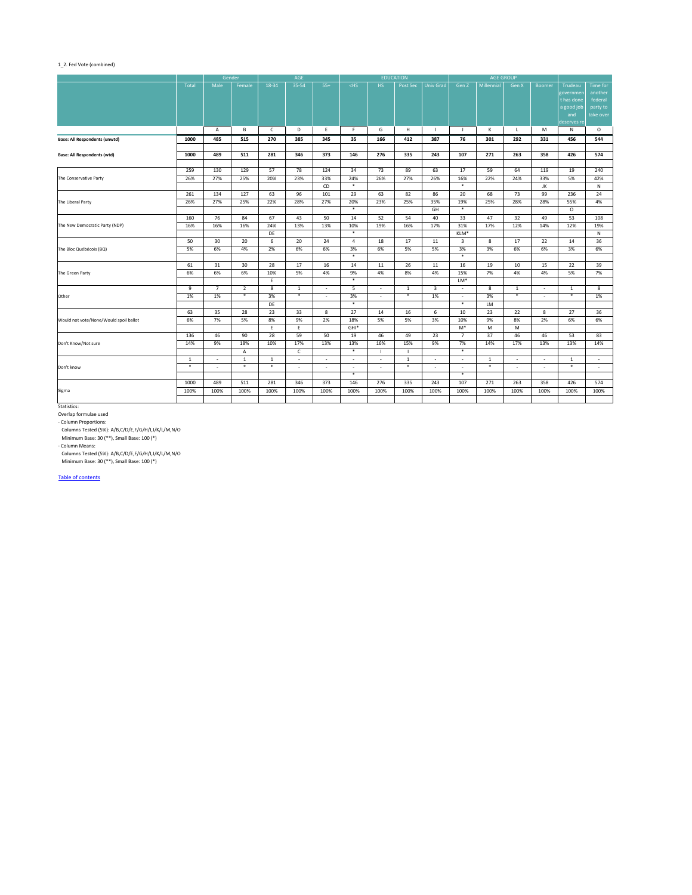1_2. Fed Vote (combined)

| | Total | Gender | | AGE | | | EDUCATION | | | | AGE GROUP | | | | | |
|---|---|---|---|---|---|---|---|---|---|---|---|---|---|---|---|---|
| | | Male | Female | 18-34 | 35-54 | 55+ | <HS | HS | Post Sec | Univ Grad | Gen Z | Millennial | Gen X | Boomer | Trudeau government has done a good job and deserves re | Time for another federal party to take over |
| | | A | B | C | D | E | F | G | H | I | J | K | L | M | N | O |
| **Base: All Respondents (unwtd)** | **1000** | **485** | **515** | **270** | **385** | **345** | **35** | **166** | **412** | **387** | **76** | **301** | **292** | **331** | **456** | **544** |
| **Base: All Respondents (wtd)** | **1000** | **489** | **511** | **281** | **346** | **373** | **146** | **276** | **335** | **243** | **107** | **271** | **263** | **358** | **426** | **574** |
| The Conservative Party | 259 | 130 | 129 | 57 | 78 | 124 | 34 | 73 | 89 | 63 | 17 | 59 | 64 | 119 | 19 | 240 |
| | 26% | 27% | 25% | 20% | 23% | 33% | 24% | 26% | 27% | 26% | 16% | 22% | 24% | 33% | 5% | 42% |
| | | | | | | CD | * | | | | * | | | JK | | N |
| The Liberal Party | 261 | 134 | 127 | 63 | 96 | 101 | 29 | 63 | 82 | 86 | 20 | 68 | 73 | 99 | 236 | 24 |
| | 26% | 27% | 25% | 22% | 28% | 27% | 20% | 23% | 25% | 35% | 19% | 25% | 28% | 28% | 55% | 4% |
| | | | | | | | * | | | GH | * | | | | O | |
| The New Democratic Party (NDP) | 160 | 76 | 84 | 67 | 43 | 50 | 14 | 52 | 54 | 40 | 33 | 47 | 32 | 49 | 53 | 108 |
| | 16% | 16% | 16% | 24% | 13% | 13% | 10% | 19% | 16% | 17% | 31% | 17% | 12% | 14% | 12% | 19% |
| | | | | DE | | | * | | | | KLM* | | | | | N |
| The Bloc Québécois (BQ) | 50 | 30 | 20 | 6 | 20 | 24 | 4 | 18 | 17 | 11 | 3 | 8 | 17 | 22 | 14 | 36 |
| | 5% | 6% | 4% | 2% | 6% | 6% | 3% | 6% | 5% | 5% | 3% | 3% | 6% | 6% | 3% | 6% |
| | | | | | | | * | | | | * | | | | | |
| The Green Party | 61 | 31 | 30 | 28 | 17 | 16 | 14 | 11 | 26 | 11 | 16 | 19 | 10 | 15 | 22 | 39 |
| | 6% | 6% | 6% | 10% | 5% | 4% | 9% | 4% | 8% | 4% | 15% | 7% | 4% | 4% | 5% | 7% |
| | | | | E | | | * | | | | LM* | | | | | |
| Other | 9 | 7 | 2 | 8 | 1 | - | 5 | - | 1 | 3 | - | 8 | 1 | - | 1 | 8 |
| | 1% | 1% | * | 3% | * | - | 3% | - | * | 1% | - | 3% | * | - | * | 1% |
| | | | | DE | | | * | | | | * | LM | | | | |
| Would not vote/None/Would spoil ballot | 63 | 35 | 28 | 23 | 33 | 8 | 27 | 14 | 16 | 6 | 10 | 23 | 22 | 8 | 27 | 36 |
| | 6% | 7% | 5% | 8% | 9% | 2% | 18% | 5% | 5% | 3% | 10% | 9% | 8% | 2% | 6% | 6% |
| | | | | E | E | | GHI* | | | | M* | M | M | | | |
| Don't Know/Not sure | 136 | 46 | 90 | 28 | 59 | 50 | 19 | 46 | 49 | 23 | 7 | 37 | 46 | 46 | 53 | 83 |
| | 14% | 9% | 18% | 10% | 17% | 13% | 13% | 16% | 15% | 9% | 7% | 14% | 17% | 13% | 13% | 14% |
| | | | A | | C | | * | I | I | | * | | | | | |
| Don't know | 1 | - | 1 | 1 | - | - | - | - | 1 | - | - | 1 | - | - | 1 | - |
| | * | - | * | * | - | - | - | - | * | - | - | * | - | - | * | - |
| | | | | | | | * | | | | * | | | | | |
| Sigma | 1000 | 489 | 511 | 281 | 346 | 373 | 146 | 276 | 335 | 243 | 107 | 271 | 263 | 358 | 426 | 574 |
| | 100% | 100% | 100% | 100% | 100% | 100% | 100% | 100% | 100% | 100% | 100% | 100% | 100% | 100% | 100% | 100% |

Statistics:
Overlap formulae used
- Column Proportions:
 Columns Tested (5%): A/B,C/D/E,F/G/H/I,J/K/L/M,N/O
 Minimum Base: 30 (**), Small Base: 100 (*)
- Column Means:
 Columns Tested (5%): A/B,C/D/E,F/G/H/I,J/K/L/M,N/O
 Minimum Base: 30 (**), Small Base: 100 (*)

Table of contents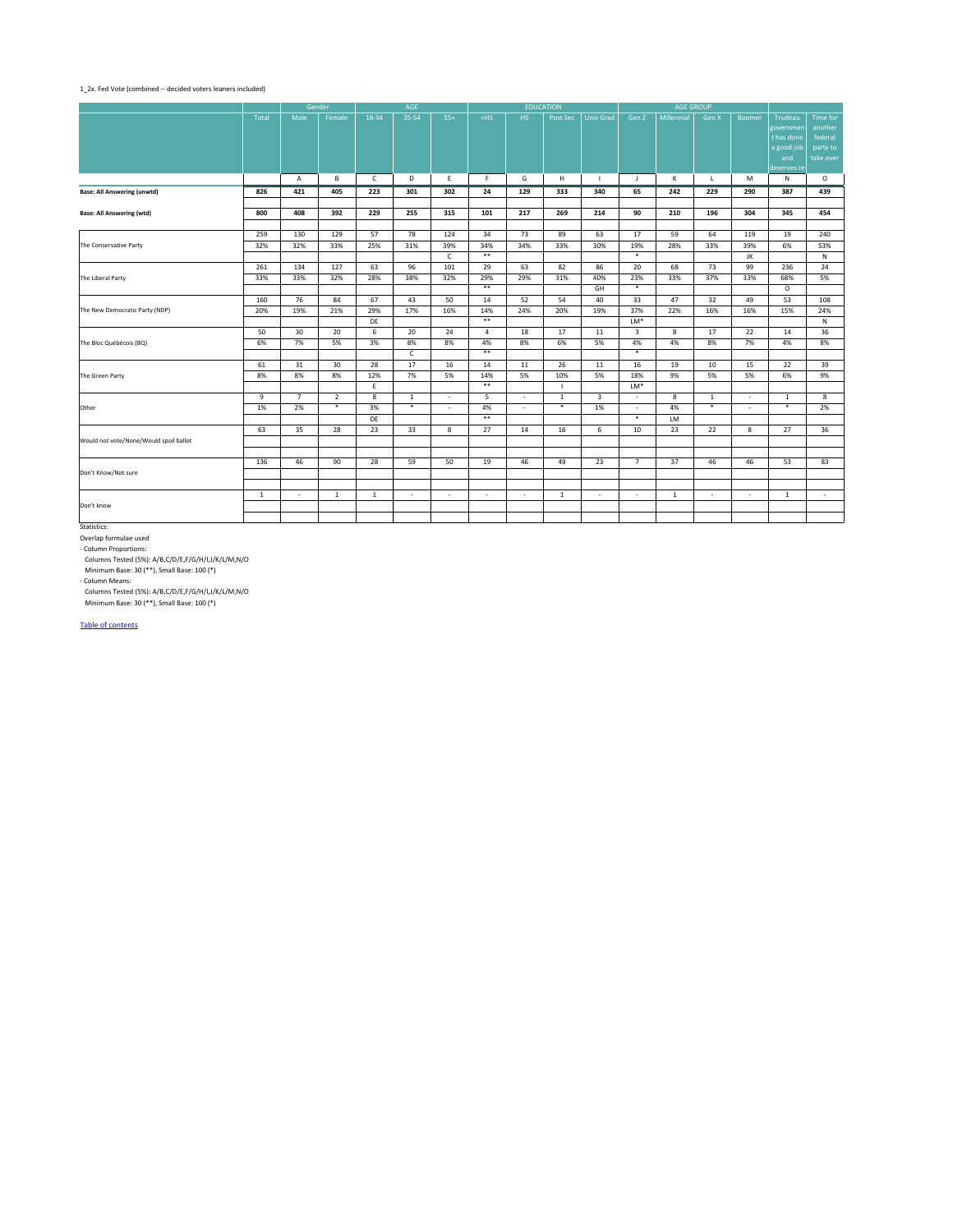1_2x. Fed Vote (combined -- decided voters leaners included)

| | Total | Gender | | AGE | | | EDUCATION | | | | AGE GROUP | | | | | |
|---|---|---|---|---|---|---|---|---|---|---|---|---|---|---|---|---|
| | Total | Male | Female | 18-34 | 35-54 | 55+ | <HS | HS | Post Sec | Univ Grad | Gen Z | Millennial | Gen X | Boomer | Trudeau government has done a good job and deserves re | Time for another federal party to take over |
| | | A | B | C | D | E | F | G | H | I | J | K | L | M | N | O |
| **Base: All Answering (unwtd)** | **826** | **421** | **405** | **223** | **301** | **302** | **24** | **129** | **333** | **340** | **65** | **242** | **229** | **290** | **387** | **439** |
| **Base: All Answering (wtd)** | **800** | **408** | **392** | **229** | **255** | **315** | **101** | **217** | **269** | **214** | **90** | **210** | **196** | **304** | **345** | **454** |
| The Conservative Party | 259 | 130 | 129 | 57 | 78 | 124 | 34 | 73 | 89 | 63 | 17 | 59 | 64 | 119 | 19 | 240 |
| | 32% | 32% | 33% | 25% | 31% | 39% | 34% | 34% | 33% | 30% | 19% | 28% | 33% | 39% | 6% | 53% |
| | | | | | | C | ** | | | | * | | | JK | | N |
| The Liberal Party | 261 | 134 | 127 | 63 | 96 | 101 | 29 | 63 | 82 | 86 | 20 | 68 | 73 | 99 | 236 | 24 |
| | 33% | 33% | 32% | 28% | 38% | 32% | 29% | 29% | 31% | 40% | 23% | 33% | 37% | 33% | 68% | 5% |
| | | | | | | | ** | | | GH | * | | | | O | |
| The New Democratic Party (NDP) | 160 | 76 | 84 | 67 | 43 | 50 | 14 | 52 | 54 | 40 | 33 | 47 | 32 | 49 | 53 | 108 |
| | 20% | 19% | 21% | 29% | 17% | 16% | 14% | 24% | 20% | 19% | 37% | 22% | 16% | 16% | 15% | 24% |
| | | | | DE | | | ** | | | | LM* | | | | | N |
| The Bloc Québécois (BQ) | 50 | 30 | 20 | 6 | 20 | 24 | 4 | 18 | 17 | 11 | 3 | 8 | 17 | 22 | 14 | 36 |
| | 6% | 7% | 5% | 3% | 8% | 8% | 4% | 8% | 6% | 5% | 4% | 4% | 8% | 7% | 4% | 8% |
| | | | | | C | | ** | | | | * | | | | | |
| The Green Party | 61 | 31 | 30 | 28 | 17 | 16 | 14 | 11 | 26 | 11 | 16 | 19 | 10 | 15 | 22 | 39 |
| | 8% | 8% | 8% | 12% | 7% | 5% | 14% | 5% | 10% | 5% | 18% | 9% | 5% | 5% | 6% | 9% |
| | | | | E | | | ** | | I | | LM* | | | | | |
| Other | 9 | 7 | 2 | 8 | 1 | - | 5 | - | 1 | 3 | - | 8 | 1 | - | 1 | 8 |
| | 1% | 2% | * | 3% | * | - | 4% | - | * | 1% | - | 4% | * | - | * | 2% |
| | | | | DE | | | ** | | | | * | LM | | | | |
| Would not vote/None/Would spoil ballot | 63 | 35 | 28 | 23 | 33 | 8 | 27 | 14 | 16 | 6 | 10 | 23 | 22 | 8 | 27 | 36 |
| Don't Know/Not sure | 136 | 46 | 90 | 28 | 59 | 50 | 19 | 46 | 49 | 23 | 7 | 37 | 46 | 46 | 53 | 83 |
| Don't know | 1 | - | 1 | 1 | - | - | - | - | 1 | - | - | 1 | - | - | 1 | - |

Statistics:
Overlap formulae used
- Column Proportions:
Columns Tested (5%): A/B,C/D/E,F/G/H/I,J/K/L/M,N/O
Minimum Base: 30 (**), Small Base: 100 (*)
- Column Means:
Columns Tested (5%): A/B,C/D/E,F/G/H/I,J/K/L/M,N/O
Minimum Base: 30 (**), Small Base: 100 (*)

Table of contents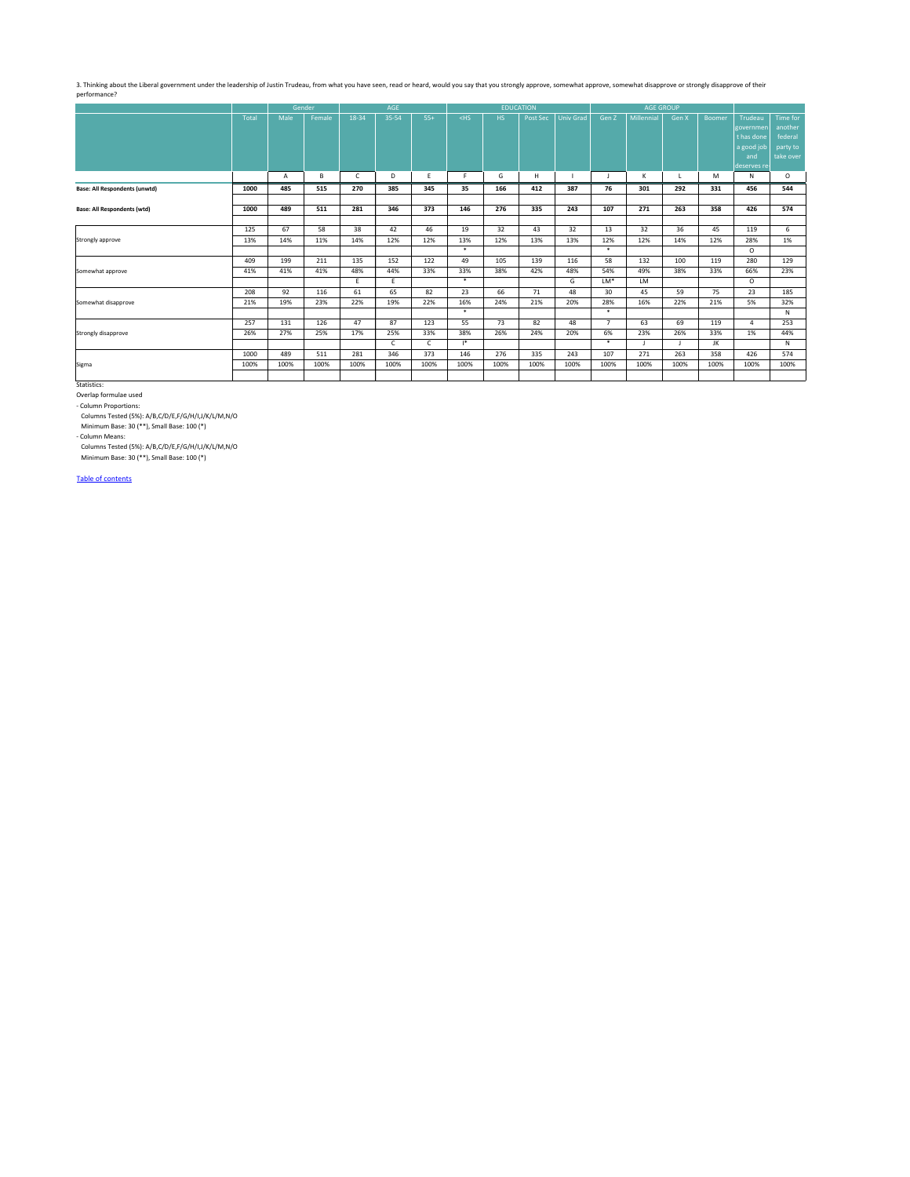3. Thinking about the Liberal government under the leadership of Justin Trudeau, from what you have seen, read or heard, would you say that you strongly approve, somewhat approve, somewhat disapprove or strongly disapprove of their performance?

| | | Gender | | AGE | | | EDUCATION | | | | AGE GROUP | | | | | |
|---|---|---|---|---|---|---|---|---|---|---|---|---|---|---|---|---|
| | Total | Male | Female | 18-34 | 35-54 | 55+ | <HS | HS | Post Sec | Univ Grad | Gen Z | Millennial | Gen X | Boomer | Trudeau government has done a good job and deserves re- | Time for another federal party to take over |
| | | A | B | C | D | E | F | G | H | I | J | K | L | M | N | O |
| **Base: All Respondents (unwtd)** | **1000** | **485** | **515** | **270** | **385** | **345** | **35** | **166** | **412** | **387** | **76** | **301** | **292** | **331** | **456** | **544** |
| **Base: All Respondents (wtd)** | **1000** | **489** | **511** | **281** | **346** | **373** | **146** | **276** | **335** | **243** | **107** | **271** | **263** | **358** | **426** | **574** |
| Strongly approve | 125 | 67 | 58 | 38 | 42 | 46 | 19 | 32 | 43 | 32 | 13 | 32 | 36 | 45 | 119 | 6 |
| | 13% | 14% | 11% | 14% | 12% | 12% | 13% | 12% | 13% | 13% | 12% | 12% | 14% | 12% | 28% | 1% |
| | | | | | | | * | | | | * | | | | O | |
| Somewhat approve | 409 | 199 | 211 | 135 | 152 | 122 | 49 | 105 | 139 | 116 | 58 | 132 | 100 | 119 | 280 | 129 |
| | 41% | 41% | 41% | 48% | 44% | 33% | 33% | 38% | 42% | 48% | 54% | 49% | 38% | 33% | 66% | 23% |
| | | | | E | E | | * | | | G | LM* | LM | | | O | |
| Somewhat disapprove | 208 | 92 | 116 | 61 | 65 | 82 | 23 | 66 | 71 | 48 | 30 | 45 | 59 | 75 | 23 | 185 |
| | 21% | 19% | 23% | 22% | 19% | 22% | 16% | 24% | 21% | 20% | 28% | 16% | 22% | 21% | 5% | 32% |
| | | | | | | | * | | | | * | | | | | N |
| Strongly disapprove | 257 | 131 | 126 | 47 | 87 | 123 | 55 | 73 | 82 | 48 | 7 | 63 | 69 | 119 | 4 | 253 |
| | 26% | 27% | 25% | 17% | 25% | 33% | 38% | 26% | 24% | 20% | 6% | 23% | 26% | 33% | 1% | 44% |
| | | | | | C | C | I* | | | | * | J | J | JK | | N |
| Sigma | 1000 | 489 | 511 | 281 | 346 | 373 | 146 | 276 | 335 | 243 | 107 | 271 | 263 | 358 | 426 | 574 |
| | 100% | 100% | 100% | 100% | 100% | 100% | 100% | 100% | 100% | 100% | 100% | 100% | 100% | 100% | 100% | 100% |

Statistics:

Overlap formulae used

- Column Proportions:

Columns Tested (5%): A/B,C/D/E,F/G/H/I,J/K/L/M,N/O

Minimum Base: 30 (**), Small Base: 100 (*)

- Column Means:

Columns Tested (5%): A/B,C/D/E,F/G/H/I,J/K/L/M,N/O

Minimum Base: 30 (**), Small Base: 100 (*)

Table of contents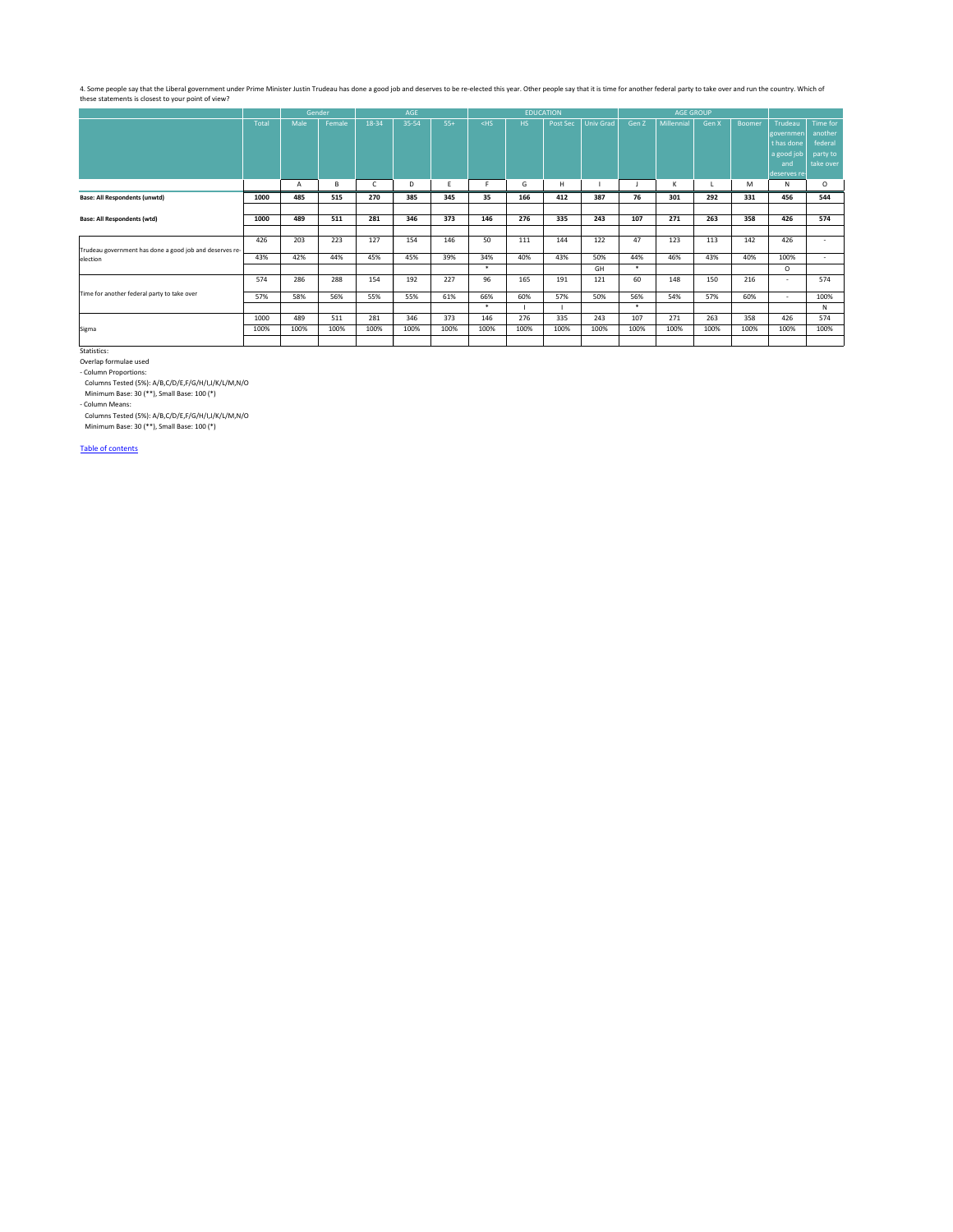4. Some people say that the Liberal government under Prime Minister Justin Trudeau has done a good job and deserves to be re-elected this year. Other people say that it is time for another federal party to take over and run the country. Which of these statements is closest to your point of view?

| | | Gender | | AGE | | | EDUCATION | | | | AGE GROUP | | | | | |
|---|---|---|---|---|---|---|---|---|---|---|---|---|---|---|---|---|
| | Total | Male | Female | 18-34 | 35-54 | 55+ | <HS | HS | Post Sec | Univ Grad | Gen Z | Millennial | Gen X | Boomer | Trudeau government has done a good job and deserves re- | Time for another federal party to take over |
| | | A | B | C | D | E | F | G | H | I | J | K | L | M | N | O |
| **Base: All Respondents (unwtd)** | **1000** | **485** | **515** | **270** | **385** | **345** | **35** | **166** | **412** | **387** | **76** | **301** | **292** | **331** | **456** | **544** |
| **Base: All Respondents (wtd)** | **1000** | **489** | **511** | **281** | **346** | **373** | **146** | **276** | **335** | **243** | **107** | **271** | **263** | **358** | **426** | **574** |
| Trudeau government has done a good job and deserves re-election | 426 | 203 | 223 | 127 | 154 | 146 | 50 | 111 | 144 | 122 | 47 | 123 | 113 | 142 | 426 | - |
| | 43% | 42% | 44% | 45% | 45% | 39% | 34% | 40% | 43% | 50% | 44% | 46% | 43% | 40% | 100% | - |
| | | | | | | | * | | | GH | * | | | | O | |
| Time for another federal party to take over | 574 | 286 | 288 | 154 | 192 | 227 | 96 | 165 | 191 | 121 | 60 | 148 | 150 | 216 | - | 574 |
| | 57% | 58% | 56% | 55% | 55% | 61% | 66% | 60% | 57% | 50% | 56% | 54% | 57% | 60% | - | 100% |
| | | | | | | | * | I | I | | * | | | | | N |
| Sigma | 1000 | 489 | 511 | 281 | 346 | 373 | 146 | 276 | 335 | 243 | 107 | 271 | 263 | 358 | 426 | 574 |
| | 100% | 100% | 100% | 100% | 100% | 100% | 100% | 100% | 100% | 100% | 100% | 100% | 100% | 100% | 100% | 100% |

Statistics:
Overlap formulae used
- Column Proportions:
Columns Tested (5%): A/B,C/D/E,F/G/H/I,J/K/L/M,N/O
Minimum Base: 30 (**), Small Base: 100 (*)
- Column Means:
Columns Tested (5%): A/B,C/D/E,F/G/H/I,J/K/L/M,N/O
Minimum Base: 30 (**), Small Base: 100 (*)

Table of contents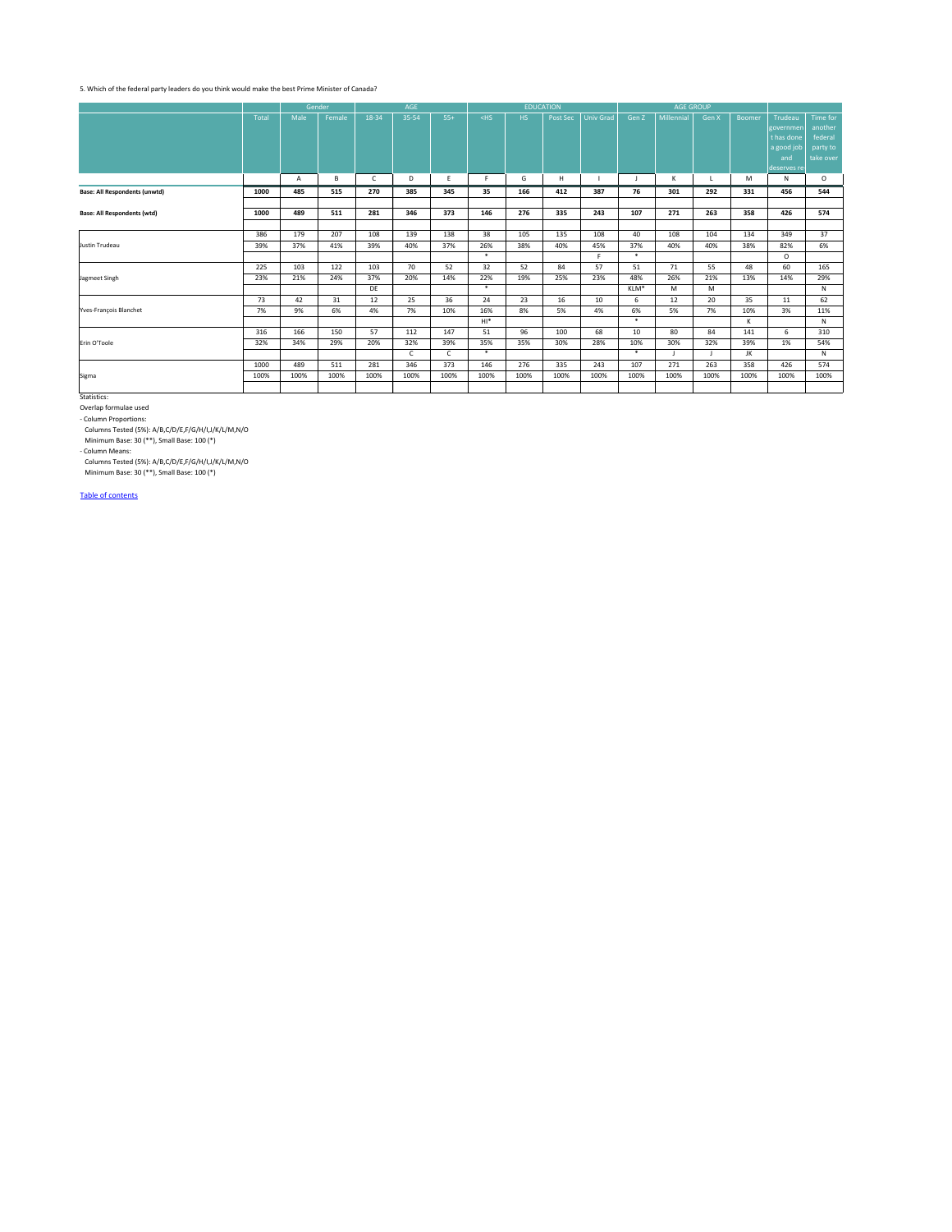5. Which of the federal party leaders do you think would make the best Prime Minister of Canada?

| | Total | Gender | | AGE | | | EDUCATION | | | | AGE GROUP | | | | | |
|---|---|---|---|---|---|---|---|---|---|---|---|---|---|---|---|---|
| | | Male | Female | 18-34 | 35-54 | 55+ | <HS | HS | Post Sec | Univ Grad | Gen Z | Millennial | Gen X | Boomer | Trudeau government has done a good job and deserves re | Time for another federal party to take over |
| | | A | B | C | D | E | F | G | H | I | J | K | L | M | N | O |
| **Base: All Respondents (unwtd)** | **1000** | **485** | **515** | **270** | **385** | **345** | **35** | **166** | **412** | **387** | **76** | **301** | **292** | **331** | **456** | **544** |
| **Base: All Respondents (wtd)** | **1000** | **489** | **511** | **281** | **346** | **373** | **146** | **276** | **335** | **243** | **107** | **271** | **263** | **358** | **426** | **574** |
| Justin Trudeau | 386 | 179 | 207 | 108 | 139 | 138 | 38 | 105 | 135 | 108 | 40 | 108 | 104 | 134 | 349 | 37 |
| | 39% | 37% | 41% | 39% | 40% | 37% | 26% | 38% | 40% | 45% | 37% | 40% | 40% | 38% | 82% | 6% |
| | | | | | | | * | | | F | * | | | | O | |
| Jagmeet Singh | 225 | 103 | 122 | 103 | 70 | 52 | 32 | 52 | 84 | 57 | 51 | 71 | 55 | 48 | 60 | 165 |
| | 23% | 21% | 24% | 37% | 20% | 14% | 22% | 19% | 25% | 23% | 48% | 26% | 21% | 13% | 14% | 29% |
| | | | | DE | | | * | | | | KLM* | M | M | | | N |
| Yves-François Blanchet | 73 | 42 | 31 | 12 | 25 | 36 | 24 | 23 | 16 | 10 | 6 | 12 | 20 | 35 | 11 | 62 |
| | 7% | 9% | 6% | 4% | 7% | 10% | 16% | 8% | 5% | 4% | 6% | 5% | 7% | 10% | 3% | 11% |
| | | | | | | | HI* | | | | * | | | K | | N |
| Erin O'Toole | 316 | 166 | 150 | 57 | 112 | 147 | 51 | 96 | 100 | 68 | 10 | 80 | 84 | 141 | 6 | 310 |
| | 32% | 34% | 29% | 20% | 32% | 39% | 35% | 35% | 30% | 28% | 10% | 30% | 32% | 39% | 1% | 54% |
| | | | | | C | C | * | | | | * | J | J | JK | | N |
| Sigma | 1000 | 489 | 511 | 281 | 346 | 373 | 146 | 276 | 335 | 243 | 107 | 271 | 263 | 358 | 426 | 574 |
| | 100% | 100% | 100% | 100% | 100% | 100% | 100% | 100% | 100% | 100% | 100% | 100% | 100% | 100% | 100% | 100% |

Statistics:

Overlap formulae used

- Column Proportions:
  Columns Tested (5%): A/B,C/D/E,F/G/H/I,J/K/L/M,N/O
  Minimum Base: 30 (**), Small Base: 100 (*)
- Column Means:
  Columns Tested (5%): A/B,C/D/E,F/G/H/I,J/K/L/M,N/O
  Minimum Base: 30 (**), Small Base: 100 (*)

Table of contents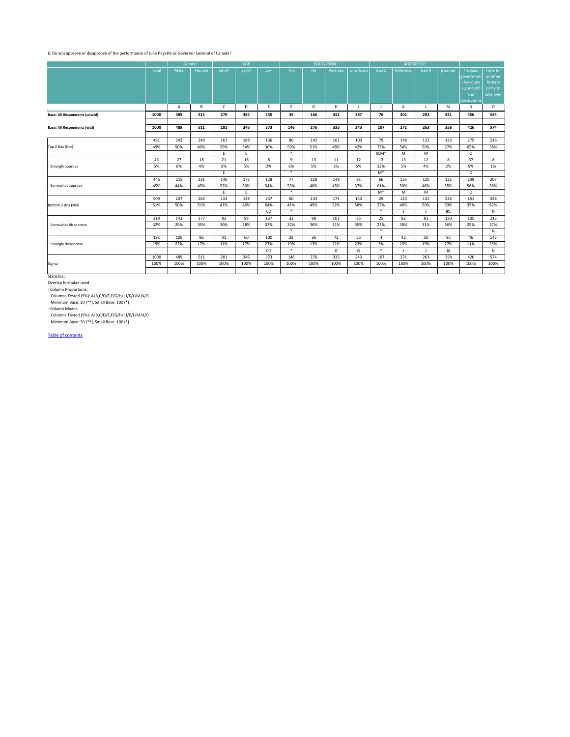6. Do you approve or disapprove of the performance of Julie Payette as Governor General of Canada?

| | | Gender | | AGE | | | EDUCATION | | | | AGE GROUP | | | | | |
|---|---|---|---|---|---|---|---|---|---|---|---|---|---|---|---|---|
| | Total | Male | Female | 18-34 | 35-54 | 55+ | <HS | HS | Post Sec | Univ Grad | Gen Z | Millennial | Gen X | Boomer | Trudeau government has done a good job and deserves re | Time for another federal party to take over |
| | | A | B | C | D | E | F | G | H | I | J | K | L | M | N | O |
| **Base: All Respondents (unwtd)** | **1000** | **485** | **515** | **270** | **385** | **345** | **35** | **166** | **412** | **387** | **76** | **301** | **292** | **331** | **456** | **544** |
| **Base: All Respondents (wtd)** | **1000** | **489** | **511** | **281** | **346** | **373** | **146** | **276** | **335** | **243** | **107** | **271** | **263** | **358** | **426** | **574** |
| Top 2 Box (Net) | 491 | 242 | 249 | 167 | 188 | 136 | 86 | 142 | 161 | 103 | 79 | 148 | 132 | 133 | 275 | 216 |
| | 49% | 50% | 49% | 59% | 54% | 36% | 59% | 51% | 48% | 42% | 73% | 54% | 50% | 37% | 65% | 38% |
| | | | | E | E | | * | | | | KLM* | M | M | | O | |
| Strongly approve | 45 | 27 | 18 | 21 | 16 | 8 | 9 | 13 | 11 | 12 | 13 | 13 | 12 | 8 | 37 | 8 |
| | 5% | 6% | 4% | 8% | 5% | 2% | 6% | 5% | 3% | 5% | 12% | 5% | 4% | 2% | 9% | 1% |
| | | | | E | | | * | | | | M* | | | | O | |
| Somewhat approve | 446 | 215 | 231 | 146 | 172 | 128 | 77 | 128 | 149 | 91 | 66 | 135 | 120 | 125 | 239 | 207 |
| | 45% | 44% | 45% | 52% | 50% | 34% | 53% | 46% | 45% | 37% | 61% | 50% | 46% | 35% | 56% | 36% |
| | | | | E | E | | * | | | | M* | M | M | | O | |
| Bottom 2 Box (Net) | 509 | 247 | 262 | 114 | 158 | 237 | 60 | 134 | 174 | 140 | 29 | 123 | 131 | 226 | 151 | 358 |
| | 51% | 50% | 51% | 41% | 46% | 64% | 41% | 49% | 52% | 58% | 27% | 46% | 50% | 63% | 35% | 62% |
| | | | | | | CD | * | | | | * | J | J | JKL | | N |
| Somewhat disapprove | 318 | 142 | 177 | 83 | 98 | 137 | 32 | 98 | 103 | 85 | 25 | 82 | 81 | 130 | 105 | 213 |
| | 32% | 29% | 35% | 30% | 28% | 37% | 22% | 36% | 31% | 35% | 23% | 30% | 31% | 36% | 25% | 37% |
| | | | | | | | * | | | | * | | | | | N |
| Strongly disapprove | 191 | 105 | 86 | 31 | 60 | 100 | 28 | 36 | 72 | 55 | 4 | 42 | 50 | 95 | 46 | 145 |
| | 19% | 22% | 17% | 11% | 17% | 27% | 19% | 13% | 21% | 23% | 3% | 15% | 19% | 27% | 11% | 25% |
| | | | | | | CD | * | | G | G | * | J | J | JK | | N |
| Sigma | 1000 | 489 | 511 | 281 | 346 | 373 | 146 | 276 | 335 | 243 | 107 | 271 | 263 | 358 | 426 | 574 |
| | 100% | 100% | 100% | 100% | 100% | 100% | 100% | 100% | 100% | 100% | 100% | 100% | 100% | 100% | 100% | 100% |

Statistics:
Overlap formulae used
- Column Proportions:
Columns Tested (5%): A/B,C/D/E,F/G/H/I,J/K/L/M,N/O
Minimum Base: 30 (**), Small Base: 100 (*)
- Column Means:
Columns Tested (5%): A/B,C/D/E,F/G/H/I,J/K/L/M,N/O
Minimum Base: 30 (**), Small Base: 100 (*)

Table of contents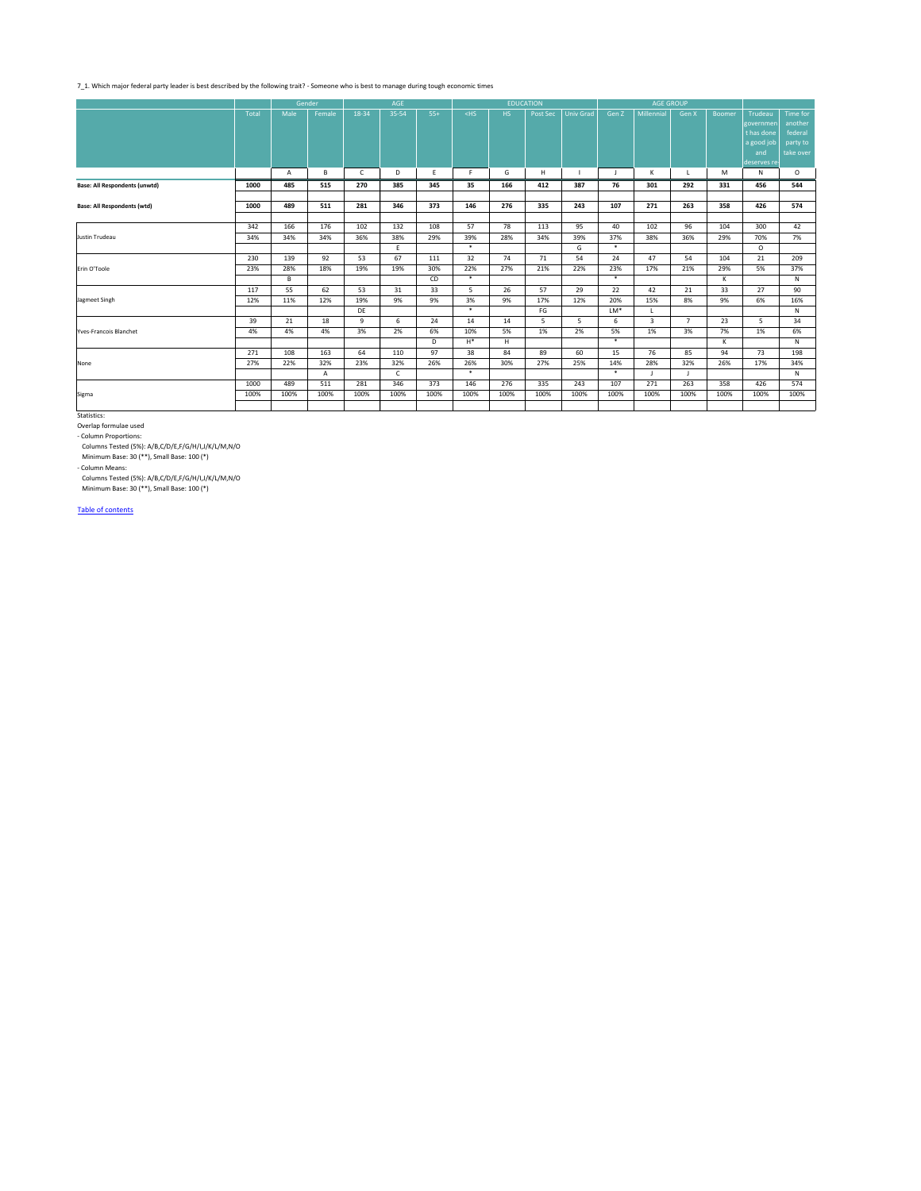7_1. Which major federal party leader is best described by the following trait? - Someone who is best to manage during tough economic times

| | | Gender | | AGE | | | EDUCATION | | | | AGE GROUP | | | | | |
|---|---|---|---|---|---|---|---|---|---|---|---|---|---|---|---|---|
| | Total | Male | Female | 18-34 | 35-54 | 55+ | <HS | HS | Post Sec | Univ Grad | Gen Z | Millennial | Gen X | Boomer | Trudeau government has done a good job and deserves re | Time for another federal party to take over |
| | | A | B | C | D | E | F | G | H | I | J | K | L | M | N | O |
| **Base: All Respondents (unwtd)** | **1000** | **485** | **515** | **270** | **385** | **345** | **35** | **166** | **412** | **387** | **76** | **301** | **292** | **331** | **456** | **544** |
| **Base: All Respondents (wtd)** | **1000** | **489** | **511** | **281** | **346** | **373** | **146** | **276** | **335** | **243** | **107** | **271** | **263** | **358** | **426** | **574** |
| Justin Trudeau | 342 | 166 | 176 | 102 | 132 | 108 | 57 | 78 | 113 | 95 | 40 | 102 | 96 | 104 | 300 | 42 |
| | 34% | 34% | 34% | 36% | 38% | 29% | 39% | 28% | 34% | 39% | 37% | 38% | 36% | 29% | 70% | 7% |
| | | | | | E | | * | | | G | * | | | | O | |
| Erin O'Toole | 230 | 139 | 92 | 53 | 67 | 111 | 32 | 74 | 71 | 54 | 24 | 47 | 54 | 104 | 21 | 209 |
| | 23% | 28% | 18% | 19% | 19% | 30% | 22% | 27% | 21% | 22% | 23% | 17% | 21% | 29% | 5% | 37% |
| | | B | | | | CD | * | | | | * | | | K | | N |
| Jagmeet Singh | 117 | 55 | 62 | 53 | 31 | 33 | 5 | 26 | 57 | 29 | 22 | 42 | 21 | 33 | 27 | 90 |
| | 12% | 11% | 12% | 19% | 9% | 9% | 3% | 9% | 17% | 12% | 20% | 15% | 8% | 9% | 6% | 16% |
| | | | | DE | | | * | | FG | | LM* | L | | | | N |
| Yves-Francois Blanchet | 39 | 21 | 18 | 9 | 6 | 24 | 14 | 14 | 5 | 5 | 6 | 3 | 7 | 23 | 5 | 34 |
| | 4% | 4% | 4% | 3% | 2% | 6% | 10% | 5% | 1% | 2% | 5% | 1% | 3% | 7% | 1% | 6% |
| | | | | | | D | H* | H | | | * | | | K | | N |
| None | 271 | 108 | 163 | 64 | 110 | 97 | 38 | 84 | 89 | 60 | 15 | 76 | 85 | 94 | 73 | 198 |
| | 27% | 22% | 32% | 23% | 32% | 26% | 26% | 30% | 27% | 25% | 14% | 28% | 32% | 26% | 17% | 34% |
| | | | A | | C | | * | | | | * | J | J | | | N |
| Sigma | 1000 | 489 | 511 | 281 | 346 | 373 | 146 | 276 | 335 | 243 | 107 | 271 | 263 | 358 | 426 | 574 |
| | 100% | 100% | 100% | 100% | 100% | 100% | 100% | 100% | 100% | 100% | 100% | 100% | 100% | 100% | 100% | 100% |

Statistics:
Overlap formulae used
- Column Proportions:
 Columns Tested (5%): A/B,C/D/E,F/G/H/I,J/K/L/M,N/O
 Minimum Base: 30 (**), Small Base: 100 (*)
- Column Means:
 Columns Tested (5%): A/B,C/D/E,F/G/H/I,J/K/L/M,N/O
 Minimum Base: 30 (**), Small Base: 100 (*)

Table of contents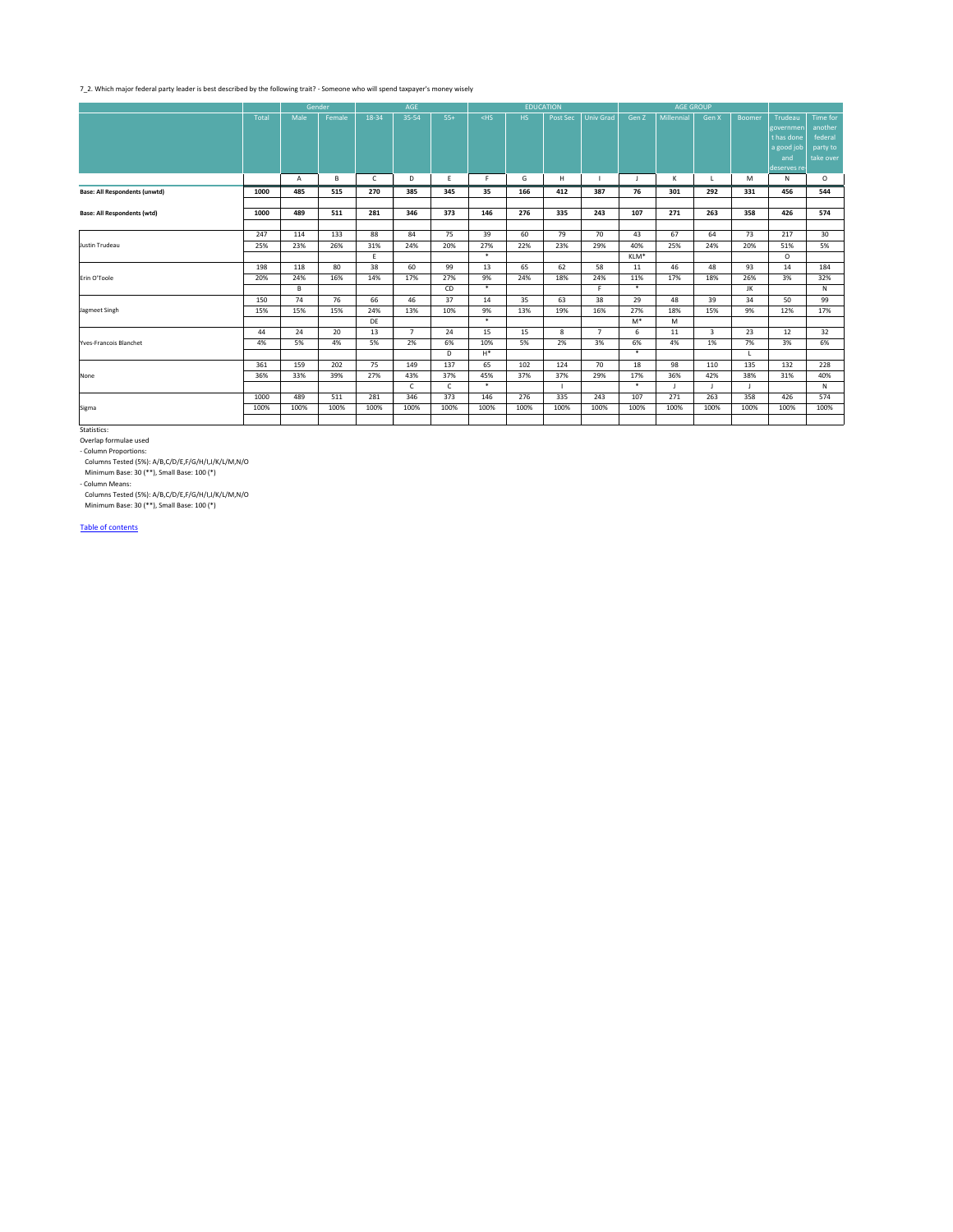7_2. Which major federal party leader is best described by the following trait? - Someone who will spend taxpayer's money wisely

| | | Gender | | AGE | | | EDUCATION | | | | AGE GROUP | | | | | |
|---|---|---|---|---|---|---|---|---|---|---|---|---|---|---|---|---|
| | Total | Male | Female | 18-34 | 35-54 | 55+ | <HS | HS | Post Sec | Univ Grad | Gen Z | Millennial | Gen X | Boomer | Trudeau government has done a good job and deserves re | Time for another federal party to take over |
| | | A | B | C | D | E | F | G | H | I | J | K | L | M | N | O |
| **Base: All Respondents (unwtd)** | **1000** | **485** | **515** | **270** | **385** | **345** | **35** | **166** | **412** | **387** | **76** | **301** | **292** | **331** | **456** | **544** |
| **Base: All Respondents (wtd)** | **1000** | **489** | **511** | **281** | **346** | **373** | **146** | **276** | **335** | **243** | **107** | **271** | **263** | **358** | **426** | **574** |
| Justin Trudeau | 247 | 114 | 133 | 88 | 84 | 75 | 39 | 60 | 79 | 70 | 43 | 67 | 64 | 73 | 217 | 30 |
| | 25% | 23% | 26% | 31% | 24% | 20% | 27% | 22% | 23% | 29% | 40% | 25% | 24% | 20% | 51% | 5% |
| | | | | E | | | * | | | | KLM* | | | | O | |
| Erin O'Toole | 198 | 118 | 80 | 38 | 60 | 99 | 13 | 65 | 62 | 58 | 11 | 46 | 48 | 93 | 14 | 184 |
| | 20% | 24% | 16% | 14% | 17% | 27% | 9% | 24% | 18% | 24% | 11% | 17% | 18% | 26% | 3% | 32% |
| | | B | | | | CD | * | | | F | * | | | JK | | N |
| Jagmeet Singh | 150 | 74 | 76 | 66 | 46 | 37 | 14 | 35 | 63 | 38 | 29 | 48 | 39 | 34 | 50 | 99 |
| | 15% | 15% | 15% | 24% | 13% | 10% | 9% | 13% | 19% | 16% | 27% | 18% | 15% | 9% | 12% | 17% |
| | | | | DE | | | * | | | | M* | M | | | | |
| Yves-Francois Blanchet | 44 | 24 | 20 | 13 | 7 | 24 | 15 | 15 | 8 | 7 | 6 | 11 | 3 | 23 | 12 | 32 |
| | 4% | 5% | 4% | 5% | 2% | 6% | 10% | 5% | 2% | 3% | 6% | 4% | 1% | 7% | 3% | 6% |
| | | | | | | D | H* | | | | * | | | L | | |
| None | 361 | 159 | 202 | 75 | 149 | 137 | 65 | 102 | 124 | 70 | 18 | 98 | 110 | 135 | 132 | 228 |
| | 36% | 33% | 39% | 27% | 43% | 37% | 45% | 37% | 37% | 29% | 17% | 36% | 42% | 38% | 31% | 40% |
| | | | | | C | C | * | | I | | * | J | J | J | | N |
| Sigma | 1000 | 489 | 511 | 281 | 346 | 373 | 146 | 276 | 335 | 243 | 107 | 271 | 263 | 358 | 426 | 574 |
| | 100% | 100% | 100% | 100% | 100% | 100% | 100% | 100% | 100% | 100% | 100% | 100% | 100% | 100% | 100% | 100% |

Statistics:
Overlap formulae used
- Column Proportions:
Columns Tested (5%): A/B,C/D/E,F/G/H/I,J/K/L/M,N/O
Minimum Base: 30 (**), Small Base: 100 (*)
- Column Means:
Columns Tested (5%): A/B,C/D/E,F/G/H/I,J/K/L/M,N/O
Minimum Base: 30 (**), Small Base: 100 (*)

Table of contents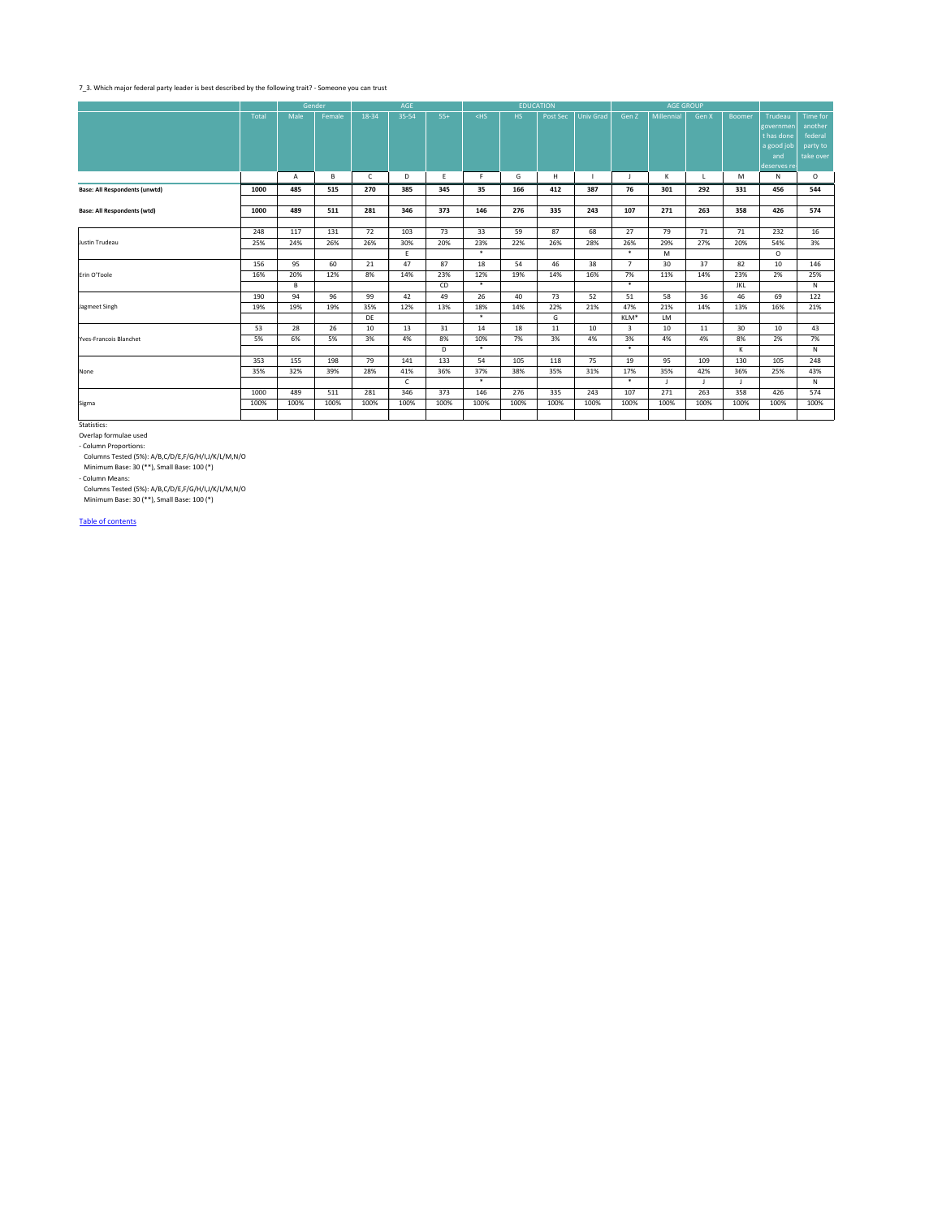7_3. Which major federal party leader is best described by the following trait? - Someone you can trust

| | | Gender | | AGE | | | EDUCATION | | | | AGE GROUP | | | | | |
|---|---|---|---|---|---|---|---|---|---|---|---|---|---|---|---|---|
| | Total | Male | Female | 18-34 | 35-54 | 55+ | <HS | HS | Post Sec | Univ Grad | Gen Z | Millennial | Gen X | Boomer | Trudeau government has done a good job and deserves re | Time for another federal party to take over |
| | | A | B | C | D | E | F | G | H | I | J | K | L | M | N | O |
| **Base: All Respondents (unwtd)** | **1000** | **485** | **515** | **270** | **385** | **345** | **35** | **166** | **412** | **387** | **76** | **301** | **292** | **331** | **456** | **544** |
| **Base: All Respondents (wtd)** | **1000** | **489** | **511** | **281** | **346** | **373** | **146** | **276** | **335** | **243** | **107** | **271** | **263** | **358** | **426** | **574** |
| Justin Trudeau | 248 | 117 | 131 | 72 | 103 | 73 | 33 | 59 | 87 | 68 | 27 | 79 | 71 | 71 | 232 | 16 |
| | 25% | 24% | 26% | 26% | 30% | 20% | 23% | 22% | 26% | 28% | 26% | 29% | 27% | 20% | 54% | 3% |
| | | | | | E | | * | | | | * | M | | | O | |
| Erin O'Toole | 156 | 95 | 60 | 21 | 47 | 87 | 18 | 54 | 46 | 38 | 7 | 30 | 37 | 82 | 10 | 146 |
| | 16% | 20% | 12% | 8% | 14% | 23% | 12% | 19% | 14% | 16% | 7% | 11% | 14% | 23% | 2% | 25% |
| | | B | | | | CD | * | | | | * | | | JKL | | N |
| Jagmeet Singh | 190 | 94 | 96 | 99 | 42 | 49 | 26 | 40 | 73 | 52 | 51 | 58 | 36 | 46 | 69 | 122 |
| | 19% | 19% | 19% | 35% | 12% | 13% | 18% | 14% | 22% | 21% | 47% | 21% | 14% | 13% | 16% | 21% |
| | | | | DE | | | * | | G | | KLM* | LM | | | | |
| Yves-Francois Blanchet | 53 | 28 | 26 | 10 | 13 | 31 | 14 | 18 | 11 | 10 | 3 | 10 | 11 | 30 | 10 | 43 |
| | 5% | 6% | 5% | 3% | 4% | 8% | 10% | 7% | 3% | 4% | 3% | 4% | 4% | 8% | 2% | 7% |
| | | | | | | D | * | | | | * | | | K | | N |
| None | 353 | 155 | 198 | 79 | 141 | 133 | 54 | 105 | 118 | 75 | 19 | 95 | 109 | 130 | 105 | 248 |
| | 35% | 32% | 39% | 28% | 41% | 36% | 37% | 38% | 35% | 31% | 17% | 35% | 42% | 36% | 25% | 43% |
| | | | | | C | | * | | | | * | J | J | J | | N |
| Sigma | 1000 | 489 | 511 | 281 | 346 | 373 | 146 | 276 | 335 | 243 | 107 | 271 | 263 | 358 | 426 | 574 |
| | 100% | 100% | 100% | 100% | 100% | 100% | 100% | 100% | 100% | 100% | 100% | 100% | 100% | 100% | 100% | 100% |

Statistics:
Overlap formulae used
- Column Proportions:
Columns Tested (5%): A/B,C/D/E,F/G/H/I,J/K/L/M,N/O
Minimum Base: 30 (**), Small Base: 100 (*)
- Column Means:
Columns Tested (5%): A/B,C/D/E,F/G/H/I,J/K/L/M,N/O
Minimum Base: 30 (**), Small Base: 100 (*)

Table of contents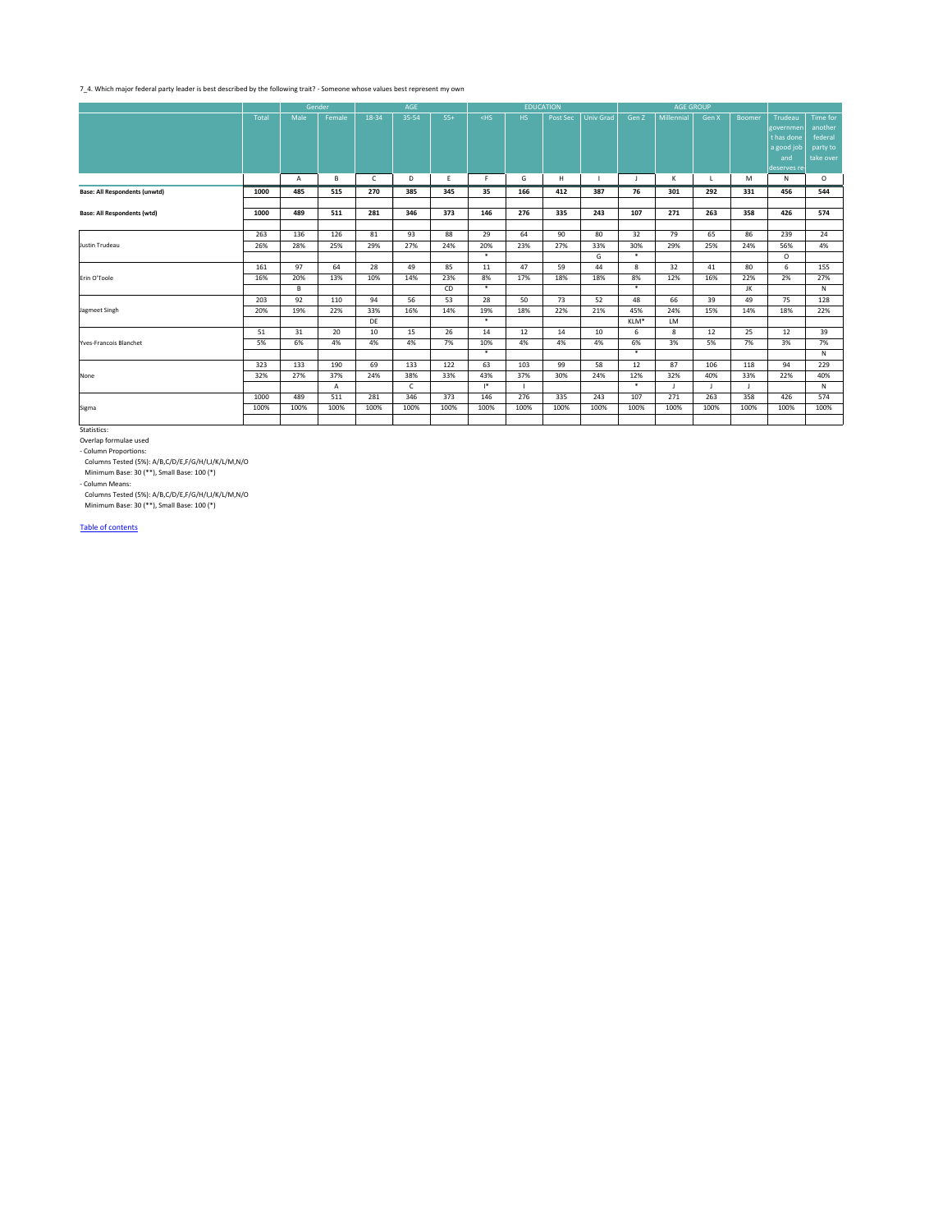7_4. Which major federal party leader is best described by the following trait? - Someone whose values best represent my own

| | | Gender | | AGE | | | EDUCATION | | | | AGE GROUP | | | | | |
|---|---|---|---|---|---|---|---|---|---|---|---|---|---|---|---|---|
| | Total | Male | Female | 18-34 | 35-54 | 55+ | <HS | HS | Post Sec | Univ Grad | Gen Z | Millennial | Gen X | Boomer | Trudeau government has done a good job and deserves re | Time for another federal party to take over |
| | | A | B | C | D | E | F | G | H | I | J | K | L | M | N | O |
| **Base: All Respondents (unwtd)** | **1000** | **485** | **515** | **270** | **385** | **345** | **35** | **166** | **412** | **387** | **76** | **301** | **292** | **331** | **456** | **544** |
| **Base: All Respondents (wtd)** | **1000** | **489** | **511** | **281** | **346** | **373** | **146** | **276** | **335** | **243** | **107** | **271** | **263** | **358** | **426** | **574** |
| Justin Trudeau | 263 | 136 | 126 | 81 | 93 | 88 | 29 | 64 | 90 | 80 | 32 | 79 | 65 | 86 | 239 | 24 |
| | 26% | 28% | 25% | 29% | 27% | 24% | 20% | 23% | 27% | 33% | 30% | 29% | 25% | 24% | 56% | 4% |
| | | | | | | | * | | | G | * | | | | O | |
| Erin O'Toole | 161 | 97 | 64 | 28 | 49 | 85 | 11 | 47 | 59 | 44 | 8 | 32 | 41 | 80 | 6 | 155 |
| | 16% | 20% | 13% | 10% | 14% | 23% | 8% | 17% | 18% | 18% | 8% | 12% | 16% | 22% | 2% | 27% |
| | | B | | | | CD | * | | | | * | | | JK | | N |
| Jagmeet Singh | 203 | 92 | 110 | 94 | 56 | 53 | 28 | 50 | 73 | 52 | 48 | 66 | 39 | 49 | 75 | 128 |
| | 20% | 19% | 22% | 33% | 16% | 14% | 19% | 18% | 22% | 21% | 45% | 24% | 15% | 14% | 18% | 22% |
| | | | | DE | | | * | | | | KLM* | LM | | | | |
| Yves-Francois Blanchet | 51 | 31 | 20 | 10 | 15 | 26 | 14 | 12 | 14 | 10 | 6 | 8 | 12 | 25 | 12 | 39 |
| | 5% | 6% | 4% | 4% | 4% | 7% | 10% | 4% | 4% | 4% | 6% | 3% | 5% | 7% | 3% | 7% |
| | | | | | | | * | | | | * | | | | | N |
| None | 323 | 133 | 190 | 69 | 133 | 122 | 63 | 103 | 99 | 58 | 12 | 87 | 106 | 118 | 94 | 229 |
| | 32% | 27% | 37% | 24% | 38% | 33% | 43% | 37% | 30% | 24% | 12% | 32% | 40% | 33% | 22% | 40% |
| | | | A | | C | | I* | I | | | * | J | J | J | | N |
| Sigma | 1000 | 489 | 511 | 281 | 346 | 373 | 146 | 276 | 335 | 243 | 107 | 271 | 263 | 358 | 426 | 574 |
| | 100% | 100% | 100% | 100% | 100% | 100% | 100% | 100% | 100% | 100% | 100% | 100% | 100% | 100% | 100% | 100% |

Statistics:
Overlap formulae used
- Column Proportions:
Columns Tested (5%): A/B,C/D/E,F/G/H/I,J/K/L/M,N/O
Minimum Base: 30 (**), Small Base: 100 (*)
- Column Means:
Columns Tested (5%): A/B,C/D/E,F/G/H/I,J/K/L/M,N/O
Minimum Base: 30 (**), Small Base: 100 (*)

Table of contents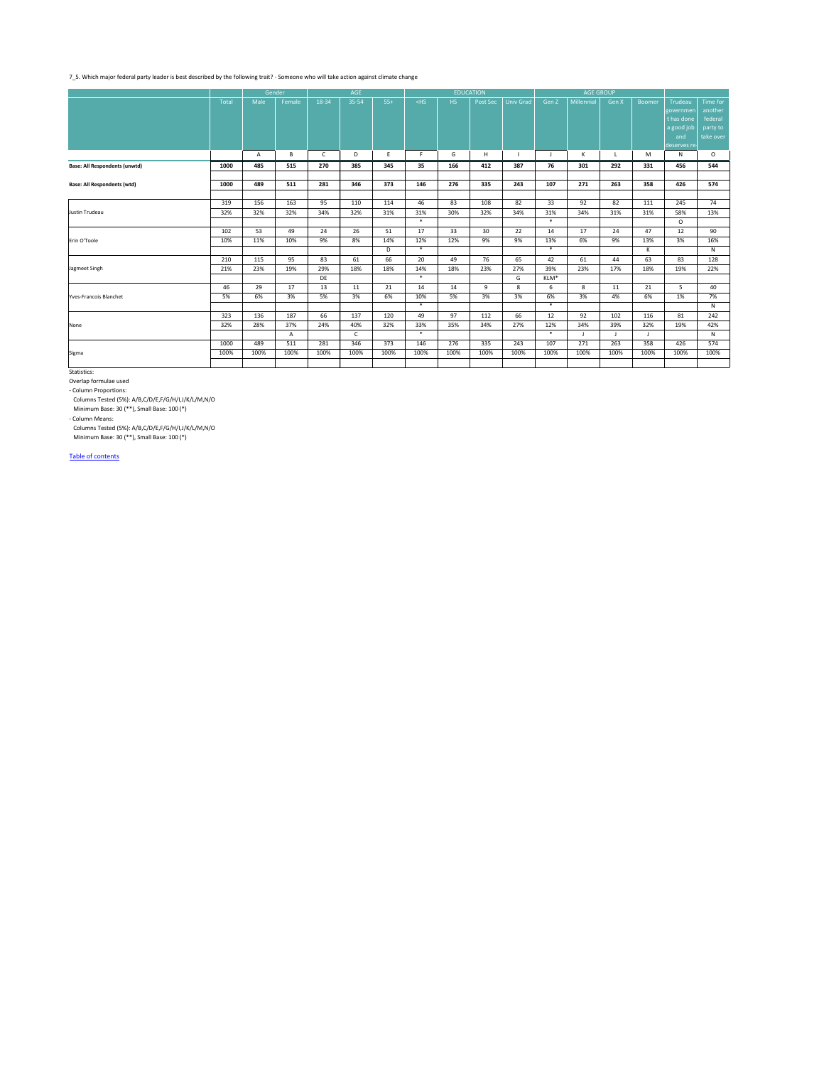7_5. Which major federal party leader is best described by the following trait? - Someone who will take action against climate change

| | Total | Gender | | AGE | | | EDUCATION | | | | AGE GROUP | | | | | |
|---|---|---|---|---|---|---|---|---|---|---|---|---|---|---|---|---|
| | Total | Male | Female | 18-34 | 35-54 | 55+ | <HS | HS | Post Sec | Univ Grad | Gen Z | Millennial | Gen X | Boomer | Trudeau governmen t has done a good job and deserves re | Time for another federal party to take over |
| | | A | B | C | D | E | F | G | H | I | J | K | L | M | N | O |
| **Base: All Respondents (unwtd)** | **1000** | **485** | **515** | **270** | **385** | **345** | **35** | **166** | **412** | **387** | **76** | **301** | **292** | **331** | **456** | **544** |
| **Base: All Respondents (wtd)** | **1000** | **489** | **511** | **281** | **346** | **373** | **146** | **276** | **335** | **243** | **107** | **271** | **263** | **358** | **426** | **574** |
| Justin Trudeau | 319 | 156 | 163 | 95 | 110 | 114 | 46 | 83 | 108 | 82 | 33 | 92 | 82 | 111 | 245 | 74 |
| | 32% | 32% | 32% | 34% | 32% | 31% | 31% | 30% | 32% | 34% | 31% | 34% | 31% | 31% | 58% | 13% |
| | | | | | | | * | | | | * | | | | O | |
| Erin O'Toole | 102 | 53 | 49 | 24 | 26 | 51 | 17 | 33 | 30 | 22 | 14 | 17 | 24 | 47 | 12 | 90 |
| | 10% | 11% | 10% | 9% | 8% | 14% | 12% | 12% | 9% | 9% | 13% | 6% | 9% | 13% | 3% | 16% |
| | | | | | | D | * | | | | * | | | K | | N |
| Jagmeet Singh | 210 | 115 | 95 | 83 | 61 | 66 | 20 | 49 | 76 | 65 | 42 | 61 | 44 | 63 | 83 | 128 |
| | 21% | 23% | 19% | 29% | 18% | 18% | 14% | 18% | 23% | 27% | 39% | 23% | 17% | 18% | 19% | 22% |
| | | | | DE | | | * | | | G | KLM* | | | | | |
| Yves-Francois Blanchet | 46 | 29 | 17 | 13 | 11 | 21 | 14 | 14 | 9 | 8 | 6 | 8 | 11 | 21 | 5 | 40 |
| | 5% | 6% | 3% | 5% | 3% | 6% | 10% | 5% | 3% | 3% | 6% | 3% | 4% | 6% | 1% | 7% |
| | | | | | | | * | | | | * | | | | | N |
| None | 323 | 136 | 187 | 66 | 137 | 120 | 49 | 97 | 112 | 66 | 12 | 92 | 102 | 116 | 81 | 242 |
| | 32% | 28% | 37% | 24% | 40% | 32% | 33% | 35% | 34% | 27% | 12% | 34% | 39% | 32% | 19% | 42% |
| | | | A | | C | | * | | | | * | J | J | J | | N |
| Sigma | 1000 | 489 | 511 | 281 | 346 | 373 | 146 | 276 | 335 | 243 | 107 | 271 | 263 | 358 | 426 | 574 |
| | 100% | 100% | 100% | 100% | 100% | 100% | 100% | 100% | 100% | 100% | 100% | 100% | 100% | 100% | 100% | 100% |

Statistics:
Overlap formulae used
- Column Proportions:
Columns Tested (5%): A/B,C/D/E,F/G/H/I,J/K/L/M,N/O
Minimum Base: 30 (**), Small Base: 100 (*)
- Column Means:
Columns Tested (5%): A/B,C/D/E,F/G/H/I,J/K/L/M,N/O
Minimum Base: 30 (**), Small Base: 100 (*)

Table of contents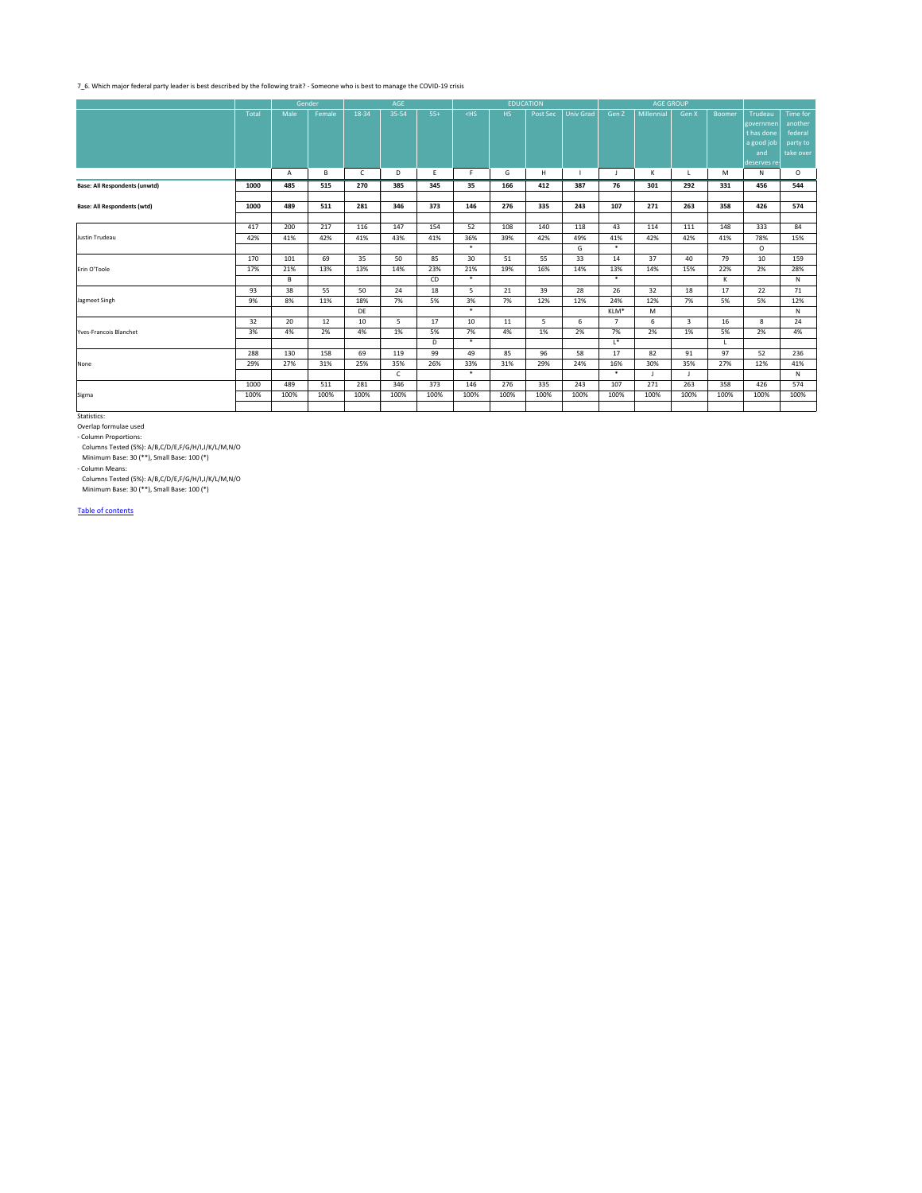7_6. Which major federal party leader is best described by the following trait? - Someone who is best to manage the COVID-19 crisis

| | Total | Gender | | AGE | | | EDUCATION | | | | AGE GROUP | | | | | |
|---|---|---|---|---|---|---|---|---|---|---|---|---|---|---|---|---|
| | | Male | Female | 18-34 | 35-54 | 55+ | <HS | HS | Post Sec | Univ Grad | Gen Z | Millennial | Gen X | Boomer | Trudeau government has done a good job and deserves re | Time for another federal party to take over |
| | | A | B | C | D | E | F | G | H | I | J | K | L | M | N | O |
| **Base: All Respondents (unwtd)** | **1000** | **485** | **515** | **270** | **385** | **345** | **35** | **166** | **412** | **387** | **76** | **301** | **292** | **331** | **456** | **544** |
| **Base: All Respondents (wtd)** | **1000** | **489** | **511** | **281** | **346** | **373** | **146** | **276** | **335** | **243** | **107** | **271** | **263** | **358** | **426** | **574** |
| Justin Trudeau | 417 | 200 | 217 | 116 | 147 | 154 | 52 | 108 | 140 | 118 | 43 | 114 | 111 | 148 | 333 | 84 |
| | 42% | 41% | 42% | 41% | 43% | 41% | 36% | 39% | 42% | 49% | 41% | 42% | 42% | 41% | 78% | 15% |
| | | | | | | | * | | | G | * | | | | O | |
| Erin O'Toole | 170 | 101 | 69 | 35 | 50 | 85 | 30 | 51 | 55 | 33 | 14 | 37 | 40 | 79 | 10 | 159 |
| | 17% | 21% | 13% | 13% | 14% | 23% | 21% | 19% | 16% | 14% | 13% | 14% | 15% | 22% | 2% | 28% |
| | | B | | | | CD | * | | | | * | | | K | | N |
| Jagmeet Singh | 93 | 38 | 55 | 50 | 24 | 18 | 5 | 21 | 39 | 28 | 26 | 32 | 18 | 17 | 22 | 71 |
| | 9% | 8% | 11% | 18% | 7% | 5% | 3% | 7% | 12% | 12% | 24% | 12% | 7% | 5% | 5% | 12% |
| | | | | DE | | | * | | | | KLM* | M | | | | N |
| Yves-Francois Blanchet | 32 | 20 | 12 | 10 | 5 | 17 | 10 | 11 | 5 | 6 | 7 | 6 | 3 | 16 | 8 | 24 |
| | 3% | 4% | 2% | 4% | 1% | 5% | 7% | 4% | 1% | 2% | 7% | 2% | 1% | 5% | 2% | 4% |
| | | | | | | D | * | | | | L* | | | L | | |
| None | 288 | 130 | 158 | 69 | 119 | 99 | 49 | 85 | 96 | 58 | 17 | 82 | 91 | 97 | 52 | 236 |
| | 29% | 27% | 31% | 25% | 35% | 26% | 33% | 31% | 29% | 24% | 16% | 30% | 35% | 27% | 12% | 41% |
| | | | | | C | | * | | | | * | J | J | | | N |
| Sigma | 1000 | 489 | 511 | 281 | 346 | 373 | 146 | 276 | 335 | 243 | 107 | 271 | 263 | 358 | 426 | 574 |
| | 100% | 100% | 100% | 100% | 100% | 100% | 100% | 100% | 100% | 100% | 100% | 100% | 100% | 100% | 100% | 100% |

Statistics:
Overlap formulae used
- Column Proportions:
  Columns Tested (5%): A/B,C/D/E,F/G/H/I,J/K/L/M,N/O
  Minimum Base: 30 (**), Small Base: 100 (*)
- Column Means:
  Columns Tested (5%): A/B,C/D/E,F/G/H/I,J/K/L/M,N/O
  Minimum Base: 30 (**), Small Base: 100 (*)

Table of contents